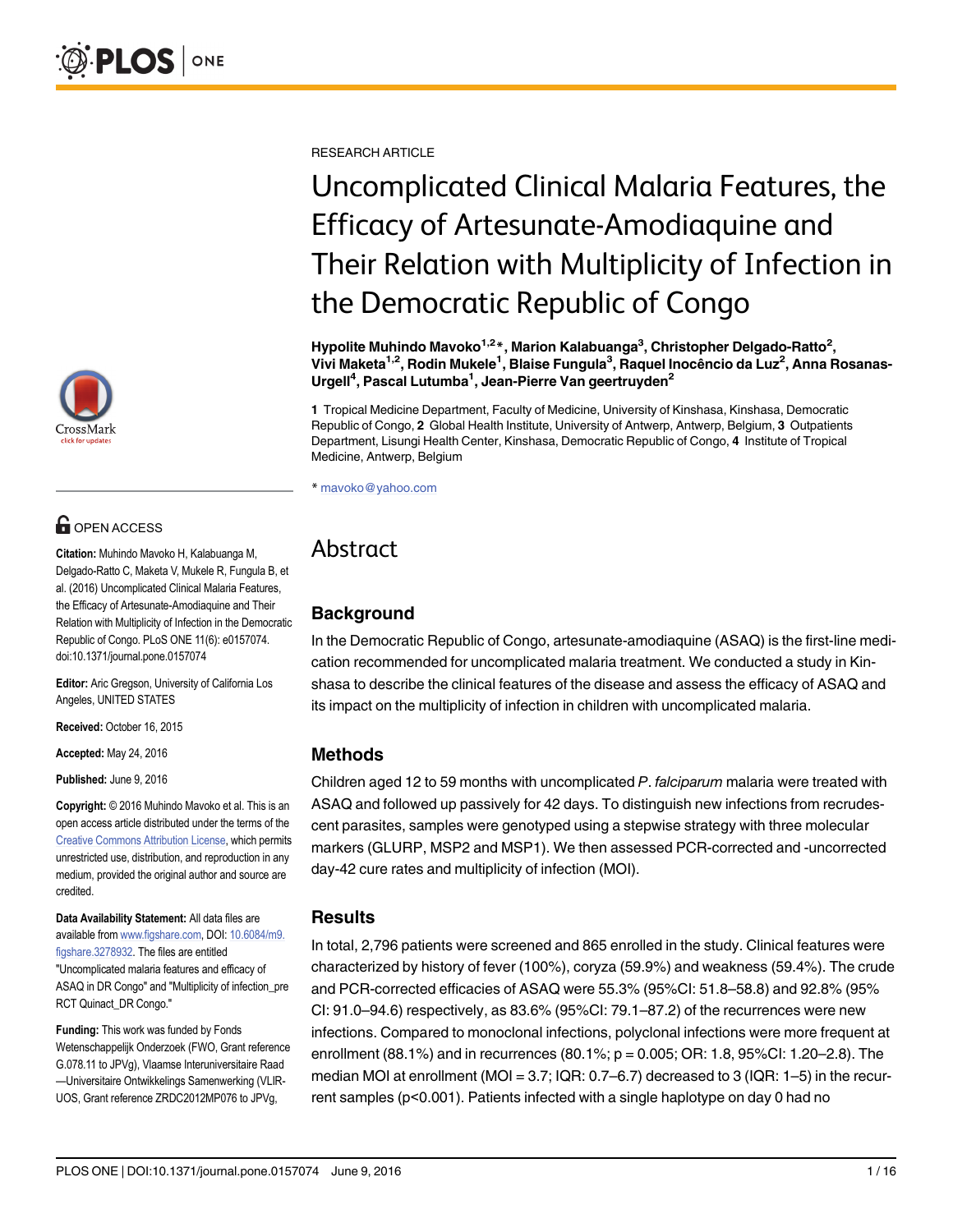RESEARCH ARTICLE

# Uncomplicated Clinical Malaria Features, the Efficacy of Artesunate-Amodiaquine and Their Relation with Multiplicity of Infection in the Democratic Republic of Congo

**Hypolite Muhindo Mavoko[1,2]*, Marion Kalabuanga[3], Christopher Delgado-Ratto[2], Vivi Maketa[1,2], Rodin Mukele[1], Blaise Fungula[3], Raquel Inocêncio da Luz[2], Anna Rosanas-Urgell[4], Pascal Lutumba[1], Jean-Pierre Van geertruyden[2]**

**1** Tropical Medicine Department, Faculty of Medicine, University of Kinshasa, Kinshasa, Democratic Republic of Congo, **2** Global Health Institute, University of Antwerp, Antwerp, Belgium, **3** Outpatients Department, Lisungi Health Center, Kinshasa, Democratic Republic of Congo, **4** Institute of Tropical Medicine, Antwerp, Belgium

* mavoko@yahoo.com

OPEN ACCESS

**Citation:** Muhindo Mavoko H, Kalabuanga M, Delgado-Ratto C, Maketa V, Mukele R, Fungula B, et al. (2016) Uncomplicated Clinical Malaria Features, the Efficacy of Artesunate-Amodiaquine and Their Relation with Multiplicity of Infection in the Democratic Republic of Congo. PLoS ONE 11(6): e0157074. doi:10.1371/journal.pone.0157074

**Editor:** Aric Gregson, University of California Los Angeles, UNITED STATES

**Received:** October 16, 2015

**Accepted:** May 24, 2016

**Published:** June 9, 2016

**Copyright:** © 2016 Muhindo Mavoko et al. This is an open access article distributed under the terms of the Creative Commons Attribution License, which permits unrestricted use, distribution, and reproduction in any medium, provided the original author and source are credited.

**Data Availability Statement:** All data files are available from www.figshare.com, DOI: 10.6084/m9.figshare.3278932. The files are entitled "Uncomplicated malaria features and efficacy of ASAQ in DR Congo" and "Multiplicity of infection_pre RCT Quinact_DR Congo."

**Funding:** This work was funded by Fonds Wetenschappelijk Onderzoek (FWO, Grant reference G.078.11 to JPVg), Vlaamse Interuniversitaire Raad —Universitaire Ontwikkelings Samenwerking (VLIR-UOS, Grant reference ZRDC2012MP076 to JPVg,

## Abstract

### Background

In the Democratic Republic of Congo, artesunate-amodiaquine (ASAQ) is the first-line medication recommended for uncomplicated malaria treatment. We conducted a study in Kinshasa to describe the clinical features of the disease and assess the efficacy of ASAQ and its impact on the multiplicity of infection in children with uncomplicated malaria.

### Methods

Children aged 12 to 59 months with uncomplicated *P. falciparum* malaria were treated with ASAQ and followed up passively for 42 days. To distinguish new infections from recrudescent parasites, samples were genotyped using a stepwise strategy with three molecular markers (GLURP, MSP2 and MSP1). We then assessed PCR-corrected and -uncorrected day-42 cure rates and multiplicity of infection (MOI).

### Results

In total, 2,796 patients were screened and 865 enrolled in the study. Clinical features were characterized by history of fever (100%), coryza (59.9%) and weakness (59.4%). The crude and PCR-corrected efficacies of ASAQ were 55.3% (95%CI: 51.8–58.8) and 92.8% (95% CI: 91.0–94.6) respectively, as 83.6% (95%CI: 79.1–87.2) of the recurrences were new infections. Compared to monoclonal infections, polyclonal infections were more frequent at enrollment (88.1%) and in recurrences (80.1%; $p = 0.005$; OR: 1.8, 95%CI: 1.20–2.8). The median MOI at enrollment (MOI = 3.7; IQR: 0.7–6.7) decreased to 3 (IQR: 1–5) in the recurrent samples ($p<0.001$). Patients infected with a single haplotype on day 0 had no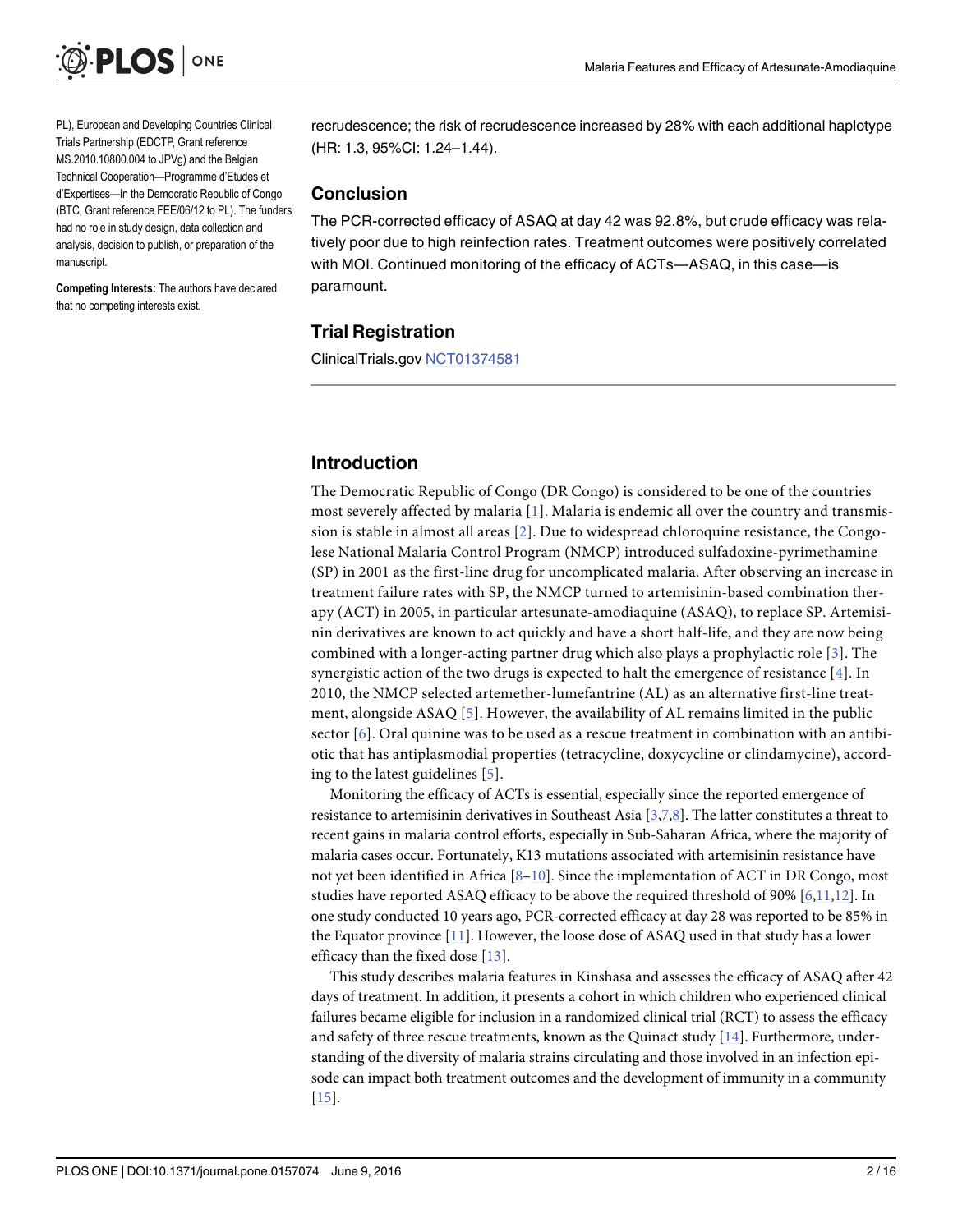PL), European and Developing Countries Clinical Trials Partnership (EDCTP, Grant reference MS.2010.10800.004 to JPVg) and the Belgian Technical Cooperation—Programme d'Etudes et d'Expertises—in the Democratic Republic of Congo (BTC, Grant reference FEE/06/12 to PL). The funders had no role in study design, data collection and analysis, decision to publish, or preparation of the manuscript.

**Competing Interests:** The authors have declared that no competing interests exist.

recrudescence; the risk of recrudescence increased by 28% with each additional haplotype (HR: 1.3, 95%CI: 1.24–1.44).

## Conclusion

The PCR-corrected efficacy of ASAQ at day 42 was 92.8%, but crude efficacy was relatively poor due to high reinfection rates. Treatment outcomes were positively correlated with MOI. Continued monitoring of the efficacy of ACTs—ASAQ, in this case—is paramount.

## Trial Registration

ClinicalTrials.gov NCT01374581

## Introduction

The Democratic Republic of Congo (DR Congo) is considered to be one of the countries most severely affected by malaria [1]. Malaria is endemic all over the country and transmission is stable in almost all areas [2]. Due to widespread chloroquine resistance, the Congolese National Malaria Control Program (NMCP) introduced sulfadoxine-pyrimethamine (SP) in 2001 as the first-line drug for uncomplicated malaria. After observing an increase in treatment failure rates with SP, the NMCP turned to artemisinin-based combination therapy (ACT) in 2005, in particular artesunate-amodiaquine (ASAQ), to replace SP. Artemisinin derivatives are known to act quickly and have a short half-life, and they are now being combined with a longer-acting partner drug which also plays a prophylactic role [3]. The synergistic action of the two drugs is expected to halt the emergence of resistance [4]. In 2010, the NMCP selected artemether-lumefantrine (AL) as an alternative first-line treatment, alongside ASAQ [5]. However, the availability of AL remains limited in the public sector [6]. Oral quinine was to be used as a rescue treatment in combination with an antibiotic that has antiplasmodial properties (tetracycline, doxycycline or clindamycine), according to the latest guidelines [5].

Monitoring the efficacy of ACTs is essential, especially since the reported emergence of resistance to artemisinin derivatives in Southeast Asia [3,7,8]. The latter constitutes a threat to recent gains in malaria control efforts, especially in Sub-Saharan Africa, where the majority of malaria cases occur. Fortunately, K13 mutations associated with artemisinin resistance have not yet been identified in Africa [8–10]. Since the implementation of ACT in DR Congo, most studies have reported ASAQ efficacy to be above the required threshold of 90% [6,11,12]. In one study conducted 10 years ago, PCR-corrected efficacy at day 28 was reported to be 85% in the Equator province [11]. However, the loose dose of ASAQ used in that study has a lower efficacy than the fixed dose [13].

This study describes malaria features in Kinshasa and assesses the efficacy of ASAQ after 42 days of treatment. In addition, it presents a cohort in which children who experienced clinical failures became eligible for inclusion in a randomized clinical trial (RCT) to assess the efficacy and safety of three rescue treatments, known as the Quinact study [14]. Furthermore, understanding of the diversity of malaria strains circulating and those involved in an infection episode can impact both treatment outcomes and the development of immunity in a community [15].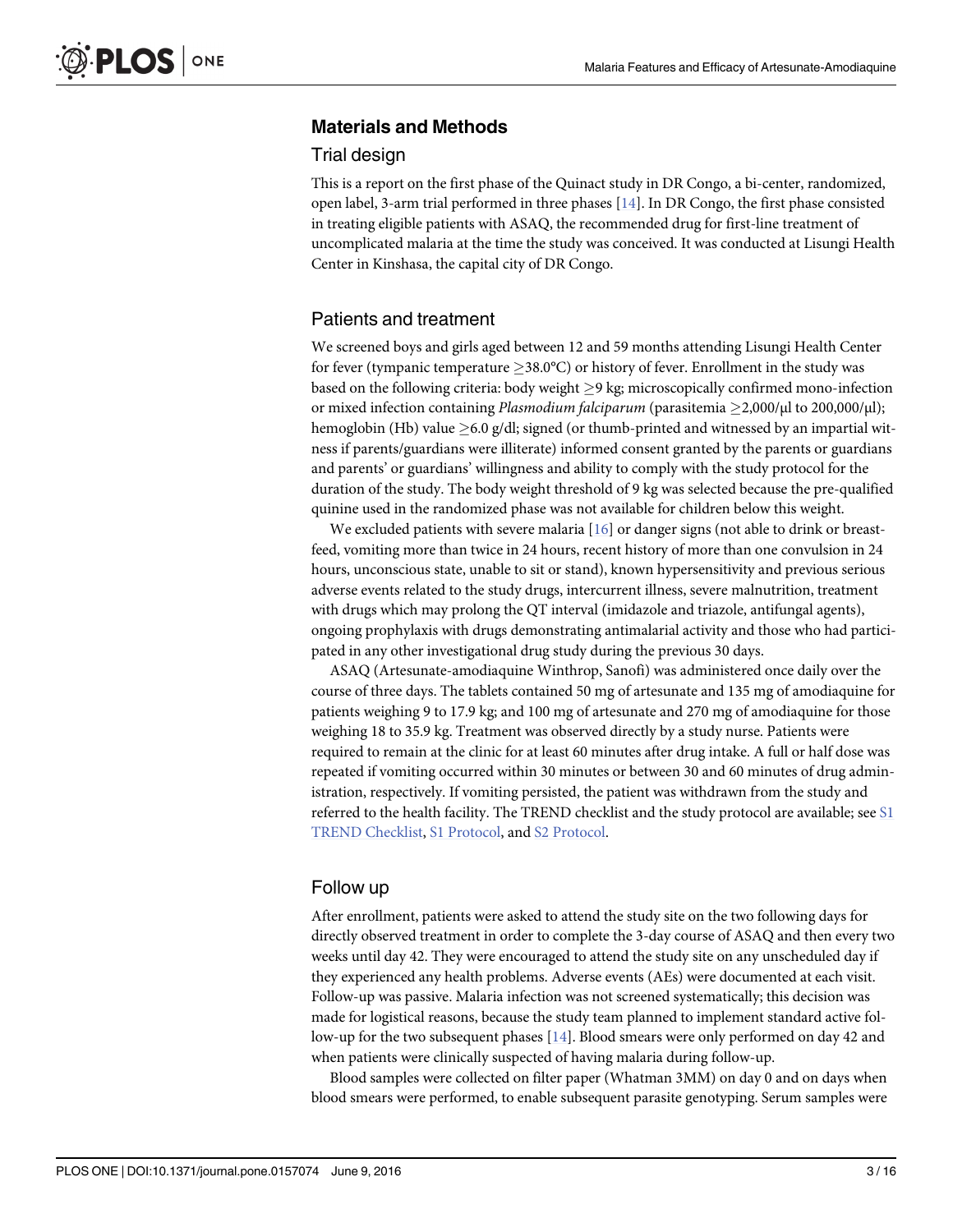## Materials and Methods

### Trial design

This is a report on the first phase of the Quinact study in DR Congo, a bi-center, randomized, open label, 3-arm trial performed in three phases [14]. In DR Congo, the first phase consisted in treating eligible patients with ASAQ, the recommended drug for first-line treatment of uncomplicated malaria at the time the study was conceived. It was conducted at Lisungi Health Center in Kinshasa, the capital city of DR Congo.

### Patients and treatment

We screened boys and girls aged between 12 and 59 months attending Lisungi Health Center for fever (tympanic temperature $\geq$38.0°C) or history of fever. Enrollment in the study was based on the following criteria: body weight $\geq$9 kg; microscopically confirmed mono-infection or mixed infection containing *Plasmodium falciparum* (parasitemia $\geq$2,000/μl to 200,000/μl); hemoglobin (Hb) value $\geq$6.0 g/dl; signed (or thumb-printed and witnessed by an impartial witness if parents/guardians were illiterate) informed consent granted by the parents or guardians and parents' or guardians' willingness and ability to comply with the study protocol for the duration of the study. The body weight threshold of 9 kg was selected because the pre-qualified quinine used in the randomized phase was not available for children below this weight.

We excluded patients with severe malaria [16] or danger signs (not able to drink or breastfeed, vomiting more than twice in 24 hours, recent history of more than one convulsion in 24 hours, unconscious state, unable to sit or stand), known hypersensitivity and previous serious adverse events related to the study drugs, intercurrent illness, severe malnutrition, treatment with drugs which may prolong the QT interval (imidazole and triazole, antifungal agents), ongoing prophylaxis with drugs demonstrating antimalarial activity and those who had participated in any other investigational drug study during the previous 30 days.

ASAQ (Artesunate-amodiaquine Winthrop, Sanofi) was administered once daily over the course of three days. The tablets contained 50 mg of artesunate and 135 mg of amodiaquine for patients weighing 9 to 17.9 kg; and 100 mg of artesunate and 270 mg of amodiaquine for those weighing 18 to 35.9 kg. Treatment was observed directly by a study nurse. Patients were required to remain at the clinic for at least 60 minutes after drug intake. A full or half dose was repeated if vomiting occurred within 30 minutes or between 30 and 60 minutes of drug administration, respectively. If vomiting persisted, the patient was withdrawn from the study and referred to the health facility. The TREND checklist and the study protocol are available; see S1 TREND Checklist, S1 Protocol, and S2 Protocol.

### Follow up

After enrollment, patients were asked to attend the study site on the two following days for directly observed treatment in order to complete the 3-day course of ASAQ and then every two weeks until day 42. They were encouraged to attend the study site on any unscheduled day if they experienced any health problems. Adverse events (AEs) were documented at each visit. Follow-up was passive. Malaria infection was not screened systematically; this decision was made for logistical reasons, because the study team planned to implement standard active follow-up for the two subsequent phases [14]. Blood smears were only performed on day 42 and when patients were clinically suspected of having malaria during follow-up.

Blood samples were collected on filter paper (Whatman 3MM) on day 0 and on days when blood smears were performed, to enable subsequent parasite genotyping. Serum samples were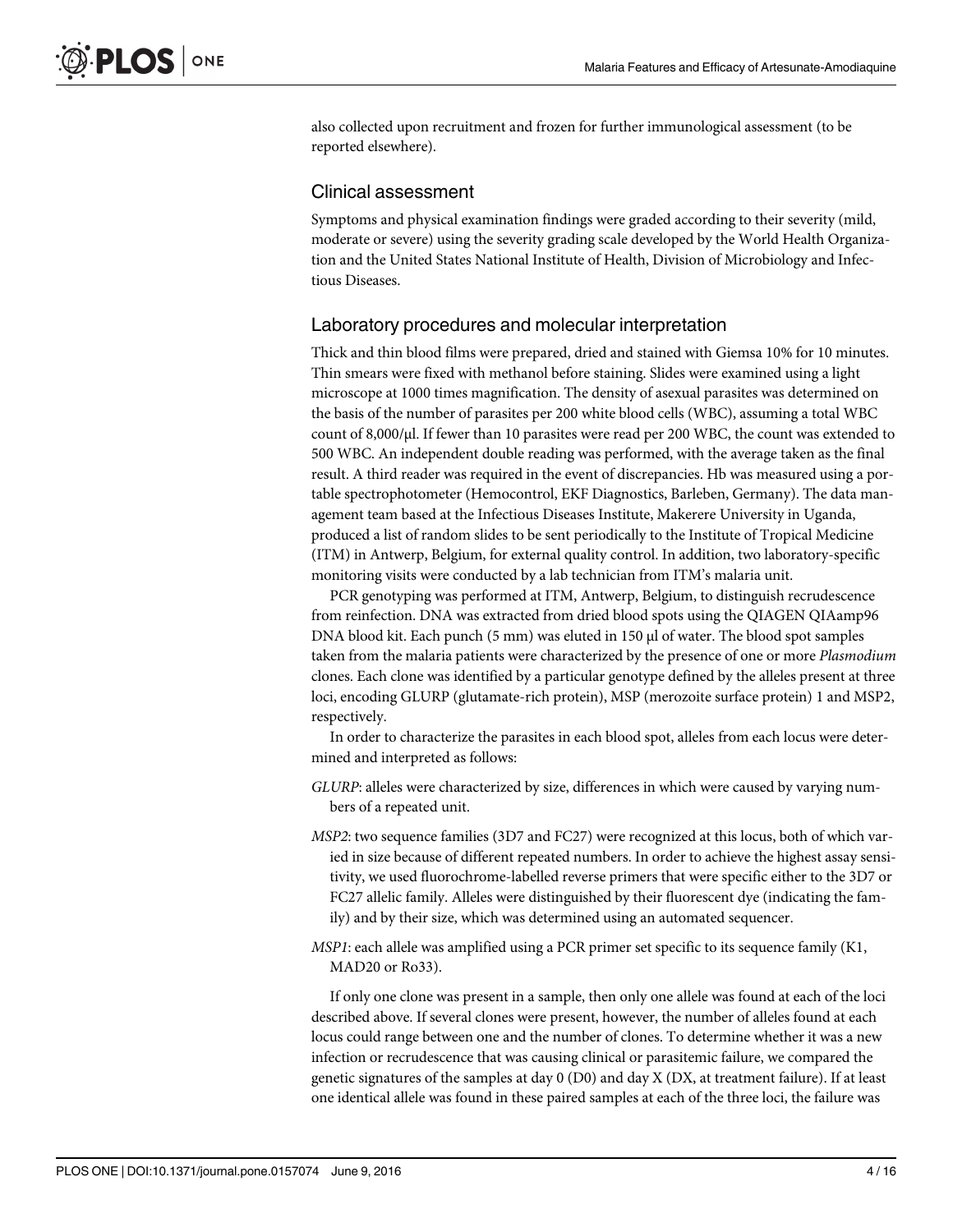also collected upon recruitment and frozen for further immunological assessment (to be reported elsewhere).

## Clinical assessment

Symptoms and physical examination findings were graded according to their severity (mild, moderate or severe) using the severity grading scale developed by the World Health Organization and the United States National Institute of Health, Division of Microbiology and Infectious Diseases.

## Laboratory procedures and molecular interpretation

Thick and thin blood films were prepared, dried and stained with Giemsa 10% for 10 minutes. Thin smears were fixed with methanol before staining. Slides were examined using a light microscope at 1000 times magnification. The density of asexual parasites was determined on the basis of the number of parasites per 200 white blood cells (WBC), assuming a total WBC count of 8,000/μl. If fewer than 10 parasites were read per 200 WBC, the count was extended to 500 WBC. An independent double reading was performed, with the average taken as the final result. A third reader was required in the event of discrepancies. Hb was measured using a portable spectrophotometer (Hemocontrol, EKF Diagnostics, Barleben, Germany). The data management team based at the Infectious Diseases Institute, Makerere University in Uganda, produced a list of random slides to be sent periodically to the Institute of Tropical Medicine (ITM) in Antwerp, Belgium, for external quality control. In addition, two laboratory-specific monitoring visits were conducted by a lab technician from ITM's malaria unit.

PCR genotyping was performed at ITM, Antwerp, Belgium, to distinguish recrudescence from reinfection. DNA was extracted from dried blood spots using the QIAGEN QIAamp96 DNA blood kit. Each punch (5 mm) was eluted in 150 μl of water. The blood spot samples taken from the malaria patients were characterized by the presence of one or more *Plasmodium* clones. Each clone was identified by a particular genotype defined by the alleles present at three loci, encoding GLURP (glutamate-rich protein), MSP (merozoite surface protein) 1 and MSP2, respectively.

In order to characterize the parasites in each blood spot, alleles from each locus were determined and interpreted as follows:

*GLURP*: alleles were characterized by size, differences in which were caused by varying numbers of a repeated unit.

*MSP2*: two sequence families (3D7 and FC27) were recognized at this locus, both of which varied in size because of different repeated numbers. In order to achieve the highest assay sensitivity, we used fluorochrome-labelled reverse primers that were specific either to the 3D7 or FC27 allelic family. Alleles were distinguished by their fluorescent dye (indicating the family) and by their size, which was determined using an automated sequencer.

*MSP1*: each allele was amplified using a PCR primer set specific to its sequence family (K1, MAD20 or Ro33).

If only one clone was present in a sample, then only one allele was found at each of the loci described above. If several clones were present, however, the number of alleles found at each locus could range between one and the number of clones. To determine whether it was a new infection or recrudescence that was causing clinical or parasitemic failure, we compared the genetic signatures of the samples at day 0 (D0) and day X (DX, at treatment failure). If at least one identical allele was found in these paired samples at each of the three loci, the failure was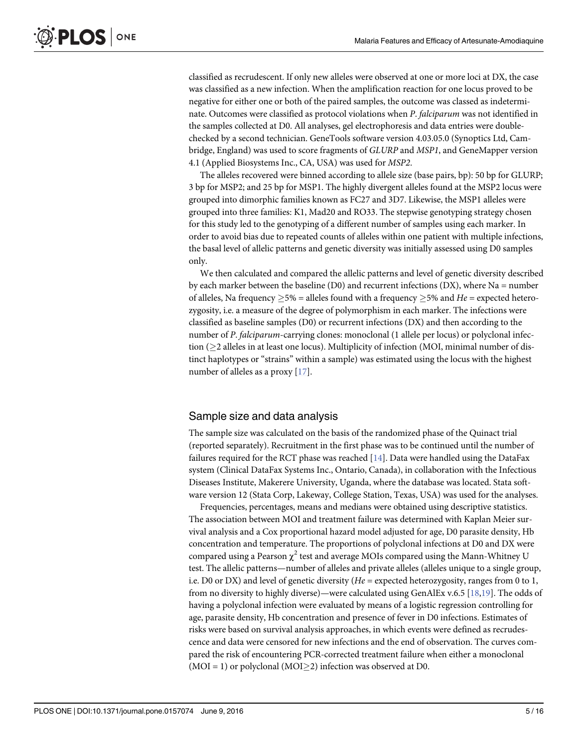classified as recrudescent. If only new alleles were observed at one or more loci at DX, the case was classified as a new infection. When the amplification reaction for one locus proved to be negative for either one or both of the paired samples, the outcome was classed as indeterminate. Outcomes were classified as protocol violations when *P*. *falciparum* was not identified in the samples collected at D0. All analyses, gel electrophoresis and data entries were double-checked by a second technician. GeneTools software version 4.03.05.0 (Synoptics Ltd, Cambridge, England) was used to score fragments of *GLURP* and *MSP1*, and GeneMapper version 4.1 (Applied Biosystems Inc., CA, USA) was used for *MSP2*.

The alleles recovered were binned according to allele size (base pairs, bp): 50 bp for GLURP; 3 bp for MSP2; and 25 bp for MSP1. The highly divergent alleles found at the MSP2 locus were grouped into dimorphic families known as FC27 and 3D7. Likewise, the MSP1 alleles were grouped into three families: K1, Mad20 and RO33. The stepwise genotyping strategy chosen for this study led to the genotyping of a different number of samples using each marker. In order to avoid bias due to repeated counts of alleles within one patient with multiple infections, the basal level of allelic patterns and genetic diversity was initially assessed using D0 samples only.

We then calculated and compared the allelic patterns and level of genetic diversity described by each marker between the baseline (D0) and recurrent infections (DX), where Na = number of alleles, Na frequency $\geq$5% = alleles found with a frequency $\geq$5% and *He* = expected heterozygosity, i.e. a measure of the degree of polymorphism in each marker. The infections were classified as baseline samples (D0) or recurrent infections (DX) and then according to the number of *P*. *falciparum*-carrying clones: monoclonal (1 allele per locus) or polyclonal infection ($\geq$2 alleles in at least one locus). Multiplicity of infection (MOI, minimal number of distinct haplotypes or "strains" within a sample) was estimated using the locus with the highest number of alleles as a proxy [17].

## Sample size and data analysis

The sample size was calculated on the basis of the randomized phase of the Quinact trial (reported separately). Recruitment in the first phase was to be continued until the number of failures required for the RCT phase was reached [14]. Data were handled using the DataFax system (Clinical DataFax Systems Inc., Ontario, Canada), in collaboration with the Infectious Diseases Institute, Makerere University, Uganda, where the database was located. Stata software version 12 (Stata Corp, Lakeway, College Station, Texas, USA) was used for the analyses.

Frequencies, percentages, means and medians were obtained using descriptive statistics. The association between MOI and treatment failure was determined with Kaplan Meier survival analysis and a Cox proportional hazard model adjusted for age, D0 parasite density, Hb concentration and temperature. The proportions of polyclonal infections at D0 and DX were compared using a Pearson $\chi^2$ test and average MOIs compared using the Mann-Whitney U test. The allelic patterns—number of alleles and private alleles (alleles unique to a single group, i.e. D0 or DX) and level of genetic diversity (*He* = expected heterozygosity, ranges from 0 to 1, from no diversity to highly diverse)—were calculated using GenAlEx v.6.5 [18,19]. The odds of having a polyclonal infection were evaluated by means of a logistic regression controlling for age, parasite density, Hb concentration and presence of fever in D0 infections. Estimates of risks were based on survival analysis approaches, in which events were defined as recrudescence and data were censored for new infections and the end of observation. The curves compared the risk of encountering PCR-corrected treatment failure when either a monoclonal (MOI = 1) or polyclonal (MOI$\geq$2) infection was observed at D0.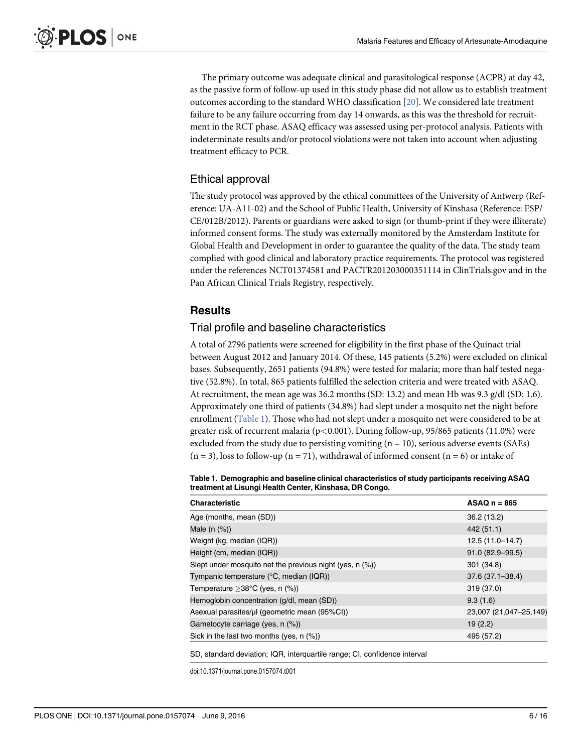The primary outcome was adequate clinical and parasitological response (ACPR) at day 42, as the passive form of follow-up used in this study phase did not allow us to establish treatment outcomes according to the standard WHO classification [20]. We considered late treatment failure to be any failure occurring from day 14 onwards, as this was the threshold for recruitment in the RCT phase. ASAQ efficacy was assessed using per-protocol analysis. Patients with indeterminate results and/or protocol violations were not taken into account when adjusting treatment efficacy to PCR.

## Ethical approval

The study protocol was approved by the ethical committees of the University of Antwerp (Reference: UA-A11-02) and the School of Public Health, University of Kinshasa (Reference: ESP/CE/012B/2012). Parents or guardians were asked to sign (or thumb-print if they were illiterate) informed consent forms. The study was externally monitored by the Amsterdam Institute for Global Health and Development in order to guarantee the quality of the data. The study team complied with good clinical and laboratory practice requirements. The protocol was registered under the references NCT01374581 and PACTR201203000351114 in ClinTrials.gov and in the Pan African Clinical Trials Registry, respectively.

# Results

## Trial profile and baseline characteristics

A total of 2796 patients were screened for eligibility in the first phase of the Quinact trial between August 2012 and January 2014. Of these, 145 patients (5.2%) were excluded on clinical bases. Subsequently, 2651 patients (94.8%) were tested for malaria; more than half tested negative (52.8%). In total, 865 patients fulfilled the selection criteria and were treated with ASAQ. At recruitment, the mean age was 36.2 months (SD: 13.2) and mean Hb was 9.3 g/dl (SD: 1.6). Approximately one third of patients (34.8%) had slept under a mosquito net the night before enrollment (Table 1). Those who had not slept under a mosquito net were considered to be at greater risk of recurrent malaria ($p<0.001$). During follow-up, 95/865 patients (11.0%) were excluded from the study due to persisting vomiting ($n = 10$), serious adverse events (SAEs) ($n = 3$), loss to follow-up ($n = 71$), withdrawal of informed consent ($n = 6$) or intake of

**Table 1. Demographic and baseline clinical characteristics of study participants receiving ASAQ treatment at Lisungi Health Center, Kinshasa, DR Congo.**

| Characteristic | ASAQ n = 865 |
|---|---|
| Age (months, mean (SD)) | 36.2 (13.2) |
| Male (n (%)) | 442 (51.1) |
| Weight (kg, median (IQR)) | 12.5 (11.0–14.7) |
| Height (cm, median (IQR)) | 91.0 (82.9–99.5) |
| Slept under mosquito net the previous night (yes, n (%)) | 301 (34.8) |
| Tympanic temperature (°C, median (IQR)) | 37.6 (37.1–38.4) |
| Temperature ≥38°C (yes, n (%)) | 319 (37.0) |
| Hemoglobin concentration (g/dl, mean (SD)) | 9.3 (1.6) |
| Asexual parasites/µl (geometric mean (95%CI)) | 23,007 (21,047–25,149) |
| Gametocyte carriage (yes, n (%)) | 19 (2.2) |
| Sick in the last two months (yes, n (%)) | 495 (57.2) |

SD, standard deviation; IQR, interquartile range; CI, confidence interval

doi:10.1371/journal.pone.0157074.t001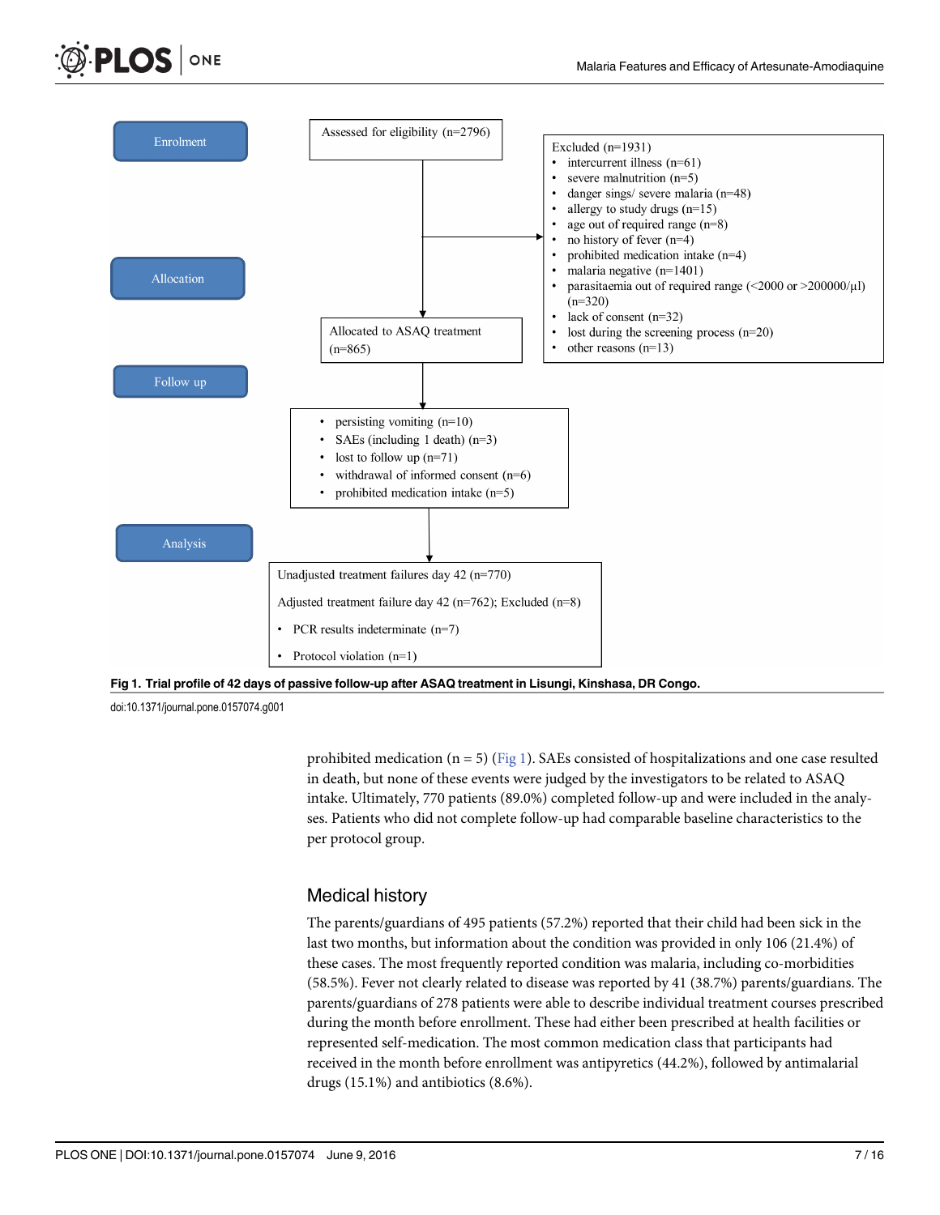Enrolment

Assessed for eligibility (n=2796)

Excluded (n=1931)
- intercurrent illness (n=61)
- severe malnutrition (n=5)
- danger sings/ severe malaria (n=48)
- allergy to study drugs (n=15)
- age out of required range (n=8)
- no history of fever (n=4)
- prohibited medication intake (n=4)
- malaria negative (n=1401)
- parasitaemia out of required range (<2000 or >200000/µl) (n=320)
- lack of consent (n=32)
- lost during the screening process (n=20)
- other reasons (n=13)

Allocation

Allocated to ASAQ treatment (n=865)

Follow up

- persisting vomiting (n=10)
- SAEs (including 1 death) (n=3)
- lost to follow up (n=71)
- withdrawal of informed consent (n=6)
- prohibited medication intake (n=5)

Analysis

Unadjusted treatment failures day 42 (n=770)

Adjusted treatment failure day 42 (n=762); Excluded (n=8)

- PCR results indeterminate (n=7)
- Protocol violation (n=1)

**Fig 1. Trial profile of 42 days of passive follow-up after ASAQ treatment in Lisungi, Kinshasa, DR Congo.**

doi:10.1371/journal.pone.0157074.g001

prohibited medication (n = 5) (Fig 1). SAEs consisted of hospitalizations and one case resulted in death, but none of these events were judged by the investigators to be related to ASAQ intake. Ultimately, 770 patients (89.0%) completed follow-up and were included in the analyses. Patients who did not complete follow-up had comparable baseline characteristics to the per protocol group.

## Medical history

The parents/guardians of 495 patients (57.2%) reported that their child had been sick in the last two months, but information about the condition was provided in only 106 (21.4%) of these cases. The most frequently reported condition was malaria, including co-morbidities (58.5%). Fever not clearly related to disease was reported by 41 (38.7%) parents/guardians. The parents/guardians of 278 patients were able to describe individual treatment courses prescribed during the month before enrollment. These had either been prescribed at health facilities or represented self-medication. The most common medication class that participants had received in the month before enrollment was antipyretics (44.2%), followed by antimalarial drugs (15.1%) and antibiotics (8.6%).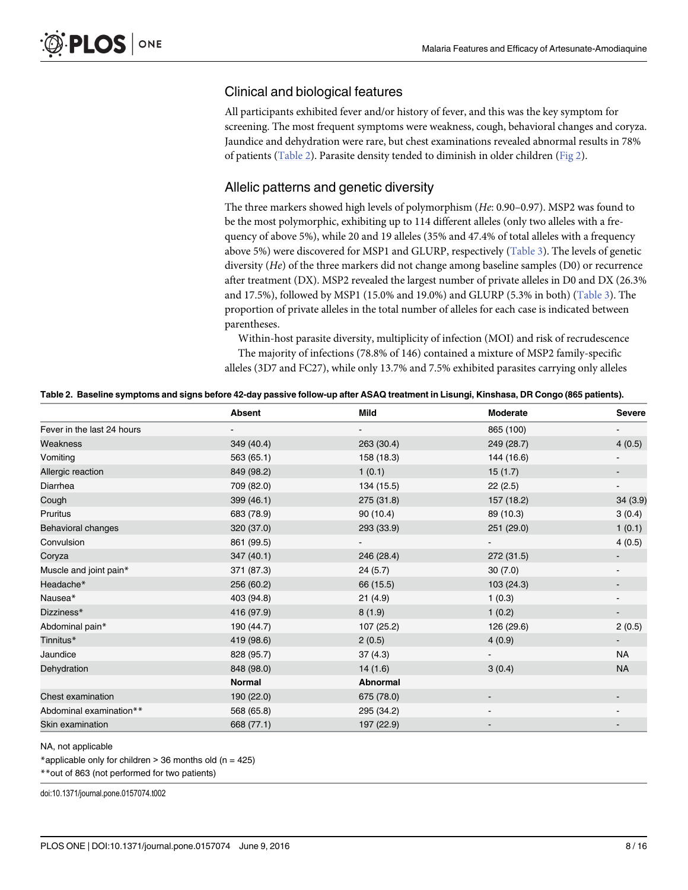## Clinical and biological features

All participants exhibited fever and/or history of fever, and this was the key symptom for screening. The most frequent symptoms were weakness, cough, behavioral changes and coryza. Jaundice and dehydration were rare, but chest examinations revealed abnormal results in 78% of patients (Table 2). Parasite density tended to diminish in older children (Fig 2).

## Allelic patterns and genetic diversity

The three markers showed high levels of polymorphism (*He*: 0.90–0.97). MSP2 was found to be the most polymorphic, exhibiting up to 114 different alleles (only two alleles with a frequency of above 5%), while 20 and 19 alleles (35% and 47.4% of total alleles with a frequency above 5%) were discovered for MSP1 and GLURP, respectively (Table 3). The levels of genetic diversity (*He*) of the three markers did not change among baseline samples (D0) or recurrence after treatment (DX). MSP2 revealed the largest number of private alleles in D0 and DX (26.3% and 17.5%), followed by MSP1 (15.0% and 19.0%) and GLURP (5.3% in both) (Table 3). The proportion of private alleles in the total number of alleles for each case is indicated between parentheses.

Within-host parasite diversity, multiplicity of infection (MOI) and risk of recrudescence

The majority of infections (78.8% of 146) contained a mixture of MSP2 family-specific alleles (3D7 and FC27), while only 13.7% and 7.5% exhibited parasites carrying only alleles

**Table 2. Baseline symptoms and signs before 42-day passive follow-up after ASAQ treatment in Lisungi, Kinshasa, DR Congo (865 patients).**

| | Absent | Mild | Moderate | Severe |
|---|---|---|---|---|
| Fever in the last 24 hours | - | - | 865 (100) | - |
| Weakness | 349 (40.4) | 263 (30.4) | 249 (28.7) | 4 (0.5) |
| Vomiting | 563 (65.1) | 158 (18.3) | 144 (16.6) | - |
| Allergic reaction | 849 (98.2) | 1 (0.1) | 15 (1.7) | - |
| Diarrhea | 709 (82.0) | 134 (15.5) | 22 (2.5) | - |
| Cough | 399 (46.1) | 275 (31.8) | 157 (18.2) | 34 (3.9) |
| Pruritus | 683 (78.9) | 90 (10.4) | 89 (10.3) | 3 (0.4) |
| Behavioral changes | 320 (37.0) | 293 (33.9) | 251 (29.0) | 1 (0.1) |
| Convulsion | 861 (99.5) | - | - | 4 (0.5) |
| Coryza | 347 (40.1) | 246 (28.4) | 272 (31.5) | - |
| Muscle and joint pain* | 371 (87.3) | 24 (5.7) | 30 (7.0) | - |
| Headache* | 256 (60.2) | 66 (15.5) | 103 (24.3) | - |
| Nausea* | 403 (94.8) | 21 (4.9) | 1 (0.3) | - |
| Dizziness* | 416 (97.9) | 8 (1.9) | 1 (0.2) | - |
| Abdominal pain* | 190 (44.7) | 107 (25.2) | 126 (29.6) | 2 (0.5) |
| Tinnitus* | 419 (98.6) | 2 (0.5) | 4 (0.9) | - |
| Jaundice | 828 (95.7) | 37 (4.3) | - | NA |
| Dehydration | 848 (98.0) | 14 (1.6) | 3 (0.4) | NA |
| | **Normal** | **Abnormal** | | |
| Chest examination | 190 (22.0) | 675 (78.0) | - | - |
| Abdominal examination** | 568 (65.8) | 295 (34.2) | - | - |
| Skin examination | 668 (77.1) | 197 (22.9) | - | - |

NA, not applicable

*applicable only for children > 36 months old (n = 425)

**out of 863 (not performed for two patients)

doi:10.1371/journal.pone.0157074.t002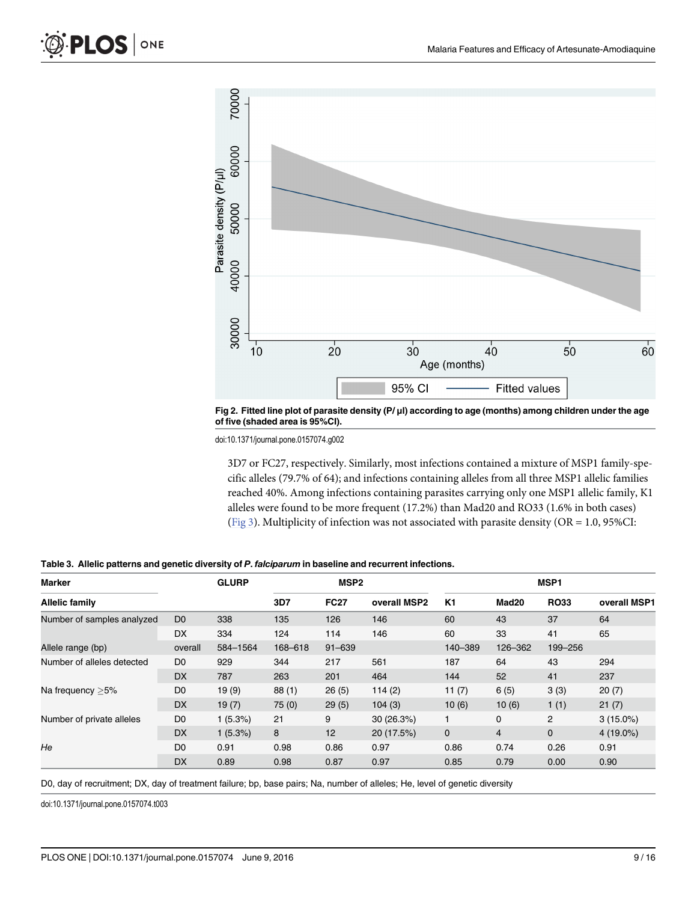Fig 2. Fitted line plot of parasite density (P/ µl) according to age (months) among children under the age of five (shaded area is 95%CI).

doi:10.1371/journal.pone.0157074.g002

3D7 or FC27, respectively. Similarly, most infections contained a mixture of MSP1 family-specific alleles (79.7% of 64); and infections containing alleles from all three MSP1 allelic families reached 40%. Among infections containing parasites carrying only one MSP1 allelic family, K1 alleles were found to be more frequent (17.2%) than Mad20 and RO33 (1.6% in both cases) (Fig 3). Multiplicity of infection was not associated with parasite density (OR = 1.0, 95%CI:

**Table 3. Allelic patterns and genetic diversity of *P. falciparum* in baseline and recurrent infections.**

| Marker | | GLURP | MSP2 | | | MSP1 | | | |
|---|---|---|---|---|---|---|---|---|---|
| Allelic family | | | 3D7 | FC27 | overall MSP2 | K1 | Mad20 | RO33 | overall MSP1 |
| Number of samples analyzed | D0 | 338 | 135 | 126 | 146 | 60 | 43 | 37 | 64 |
| | DX | 334 | 124 | 114 | 146 | 60 | 33 | 41 | 65 |
| Allele range (bp) | overall | 584–1564 | 168–618 | 91–639 | | 140–389 | 126–362 | 199–256 | |
| Number of alleles detected | D0 | 929 | 344 | 217 | 561 | 187 | 64 | 43 | 294 |
| | DX | 787 | 263 | 201 | 464 | 144 | 52 | 41 | 237 |
| Na frequency ≥5% | D0 | 19 (9) | 88 (1) | 26 (5) | 114 (2) | 11 (7) | 6 (5) | 3 (3) | 20 (7) |
| | DX | 19 (7) | 75 (0) | 29 (5) | 104 (3) | 10 (6) | 10 (6) | 1 (1) | 21 (7) |
| Number of private alleles | D0 | 1 (5.3%) | 21 | 9 | 30 (26.3%) | 1 | 0 | 2 | 3 (15.0%) |
| | DX | 1 (5.3%) | 8 | 12 | 20 (17.5%) | 0 | 4 | 0 | 4 (19.0%) |
| *He* | D0 | 0.91 | 0.98 | 0.86 | 0.97 | 0.86 | 0.74 | 0.26 | 0.91 |
| | DX | 0.89 | 0.98 | 0.87 | 0.97 | 0.85 | 0.79 | 0.00 | 0.90 |

D0, day of recruitment; DX, day of treatment failure; bp, base pairs; Na, number of alleles; He, level of genetic diversity

doi:10.1371/journal.pone.0157074.t003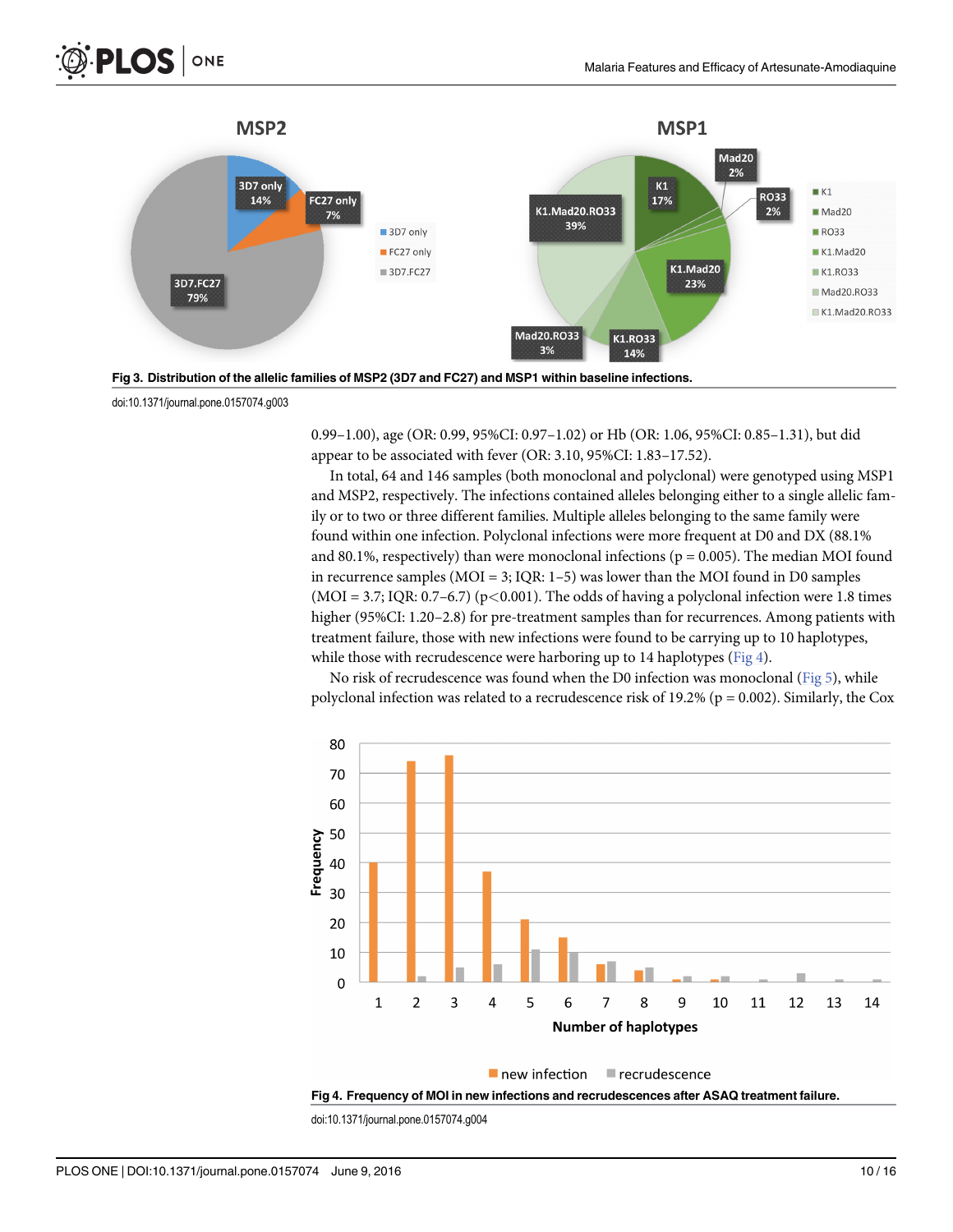Fig 3. Distribution of the allelic families of MSP2 (3D7 and FC27) and MSP1 within baseline infections.

doi:10.1371/journal.pone.0157074.g003

0.99–1.00), age (OR: 0.99, 95%CI: 0.97–1.02) or Hb (OR: 1.06, 95%CI: 0.85–1.31), but did appear to be associated with fever (OR: 3.10, 95%CI: 1.83–17.52).

In total, 64 and 146 samples (both monoclonal and polyclonal) were genotyped using MSP1 and MSP2, respectively. The infections contained alleles belonging either to a single allelic family or to two or three different families. Multiple alleles belonging to the same family were found within one infection. Polyclonal infections were more frequent at D0 and DX (88.1% and 80.1%, respectively) than were monoclonal infections ($p = 0.005$). The median MOI found in recurrence samples (MOI = 3; IQR: 1–5) was lower than the MOI found in D0 samples (MOI = 3.7; IQR: 0.7–6.7) ($p<0.001$). The odds of having a polyclonal infection were 1.8 times higher (95%CI: 1.20–2.8) for pre-treatment samples than for recurrences. Among patients with treatment failure, those with new infections were found to be carrying up to 10 haplotypes, while those with recrudescence were harboring up to 14 haplotypes (Fig 4).

No risk of recrudescence was found when the D0 infection was monoclonal (Fig 5), while polyclonal infection was related to a recrudescence risk of 19.2% ($p = 0.002$). Similarly, the Cox

Fig 4. Frequency of MOI in new infections and recrudescences after ASAQ treatment failure.

doi:10.1371/journal.pone.0157074.g004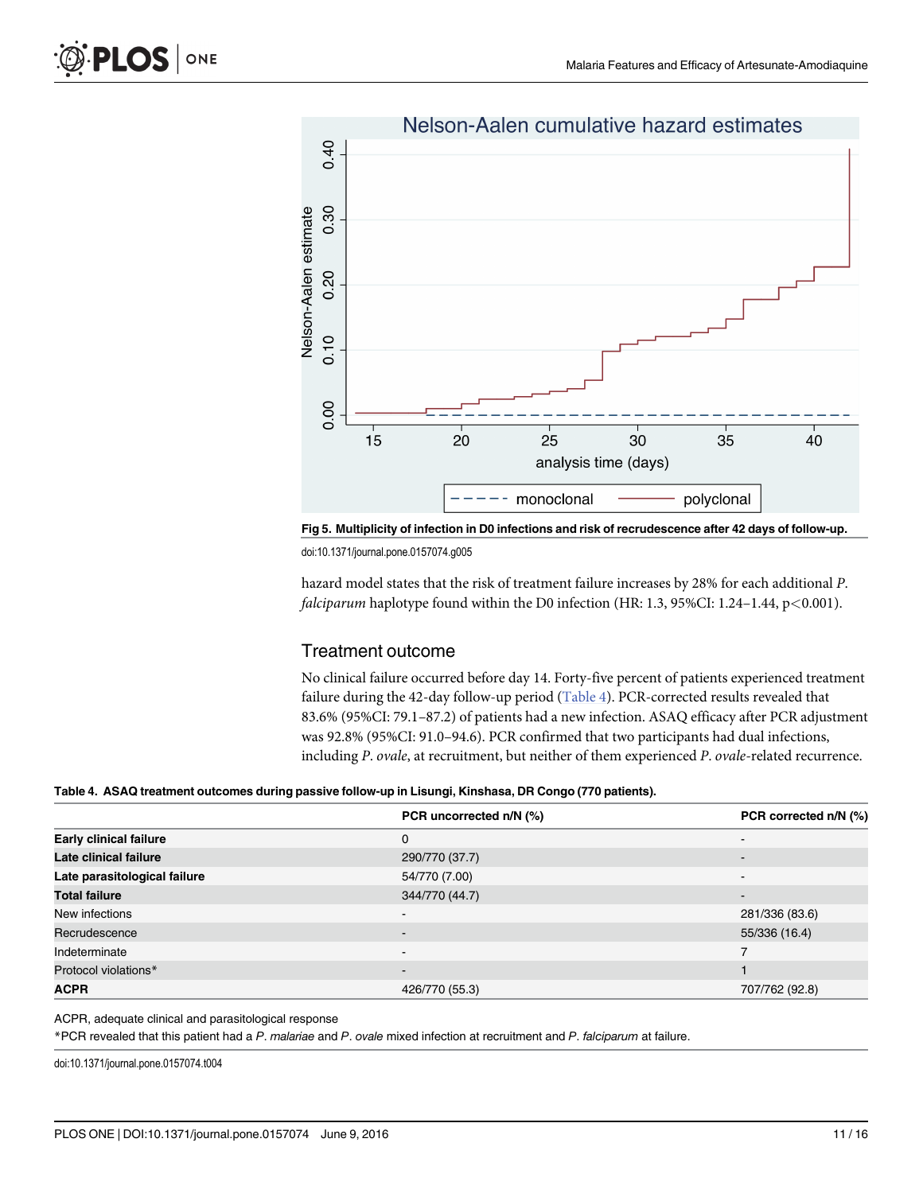Fig 5. Multiplicity of infection in D0 infections and risk of recrudescence after 42 days of follow-up.

doi:10.1371/journal.pone.0157074.g005

hazard model states that the risk of treatment failure increases by 28% for each additional *P. falciparum* haplotype found within the D0 infection (HR: 1.3, 95%CI: 1.24–1.44, $p<0.001$).

## Treatment outcome

No clinical failure occurred before day 14. Forty-five percent of patients experienced treatment failure during the 42-day follow-up period (Table 4). PCR-corrected results revealed that 83.6% (95%CI: 79.1–87.2) of patients had a new infection. ASAQ efficacy after PCR adjustment was 92.8% (95%CI: 91.0–94.6). PCR confirmed that two participants had dual infections, including *P. ovale*, at recruitment, but neither of them experienced *P. ovale*-related recurrence.

**Table 4. ASAQ treatment outcomes during passive follow-up in Lisungi, Kinshasa, DR Congo (770 patients).**

| | PCR uncorrected n/N (%) | PCR corrected n/N (%) |
|---|---|---|
| **Early clinical failure** | 0 | - |
| **Late clinical failure** | 290/770 (37.7) | - |
| **Late parasitological failure** | 54/770 (7.00) | - |
| **Total failure** | 344/770 (44.7) | - |
| New infections | - | 281/336 (83.6) |
| Recrudescence | - | 55/336 (16.4) |
| Indeterminate | - | 7 |
| Protocol violations* | - | 1 |
| **ACPR** | 426/770 (55.3) | 707/762 (92.8) |

ACPR, adequate clinical and parasitological response

*PCR revealed that this patient had a *P. malariae* and *P. ovale* mixed infection at recruitment and *P. falciparum* at failure.

doi:10.1371/journal.pone.0157074.t004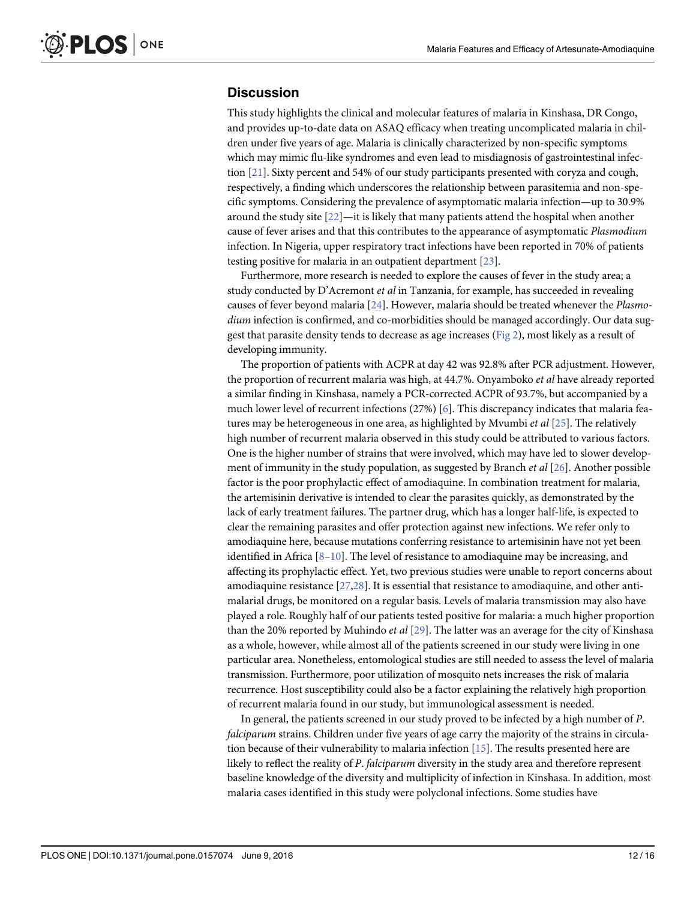## Discussion

This study highlights the clinical and molecular features of malaria in Kinshasa, DR Congo, and provides up-to-date data on ASAQ efficacy when treating uncomplicated malaria in children under five years of age. Malaria is clinically characterized by non-specific symptoms which may mimic flu-like syndromes and even lead to misdiagnosis of gastrointestinal infection [21]. Sixty percent and 54% of our study participants presented with coryza and cough, respectively, a finding which underscores the relationship between parasitemia and non-specific symptoms. Considering the prevalence of asymptomatic malaria infection—up to 30.9% around the study site [22]—it is likely that many patients attend the hospital when another cause of fever arises and that this contributes to the appearance of asymptomatic *Plasmodium* infection. In Nigeria, upper respiratory tract infections have been reported in 70% of patients testing positive for malaria in an outpatient department [23].

Furthermore, more research is needed to explore the causes of fever in the study area; a study conducted by D'Acremont *et al* in Tanzania, for example, has succeeded in revealing causes of fever beyond malaria [24]. However, malaria should be treated whenever the *Plasmodium* infection is confirmed, and co-morbidities should be managed accordingly. Our data suggest that parasite density tends to decrease as age increases (Fig 2), most likely as a result of developing immunity.

The proportion of patients with ACPR at day 42 was 92.8% after PCR adjustment. However, the proportion of recurrent malaria was high, at 44.7%. Onyamboko *et al* have already reported a similar finding in Kinshasa, namely a PCR-corrected ACPR of 93.7%, but accompanied by a much lower level of recurrent infections (27%) [6]. This discrepancy indicates that malaria features may be heterogeneous in one area, as highlighted by Mvumbi *et al* [25]. The relatively high number of recurrent malaria observed in this study could be attributed to various factors. One is the higher number of strains that were involved, which may have led to slower development of immunity in the study population, as suggested by Branch *et al* [26]. Another possible factor is the poor prophylactic effect of amodiaquine. In combination treatment for malaria, the artemisinin derivative is intended to clear the parasites quickly, as demonstrated by the lack of early treatment failures. The partner drug, which has a longer half-life, is expected to clear the remaining parasites and offer protection against new infections. We refer only to amodiaquine here, because mutations conferring resistance to artemisinin have not yet been identified in Africa [8–10]. The level of resistance to amodiaquine may be increasing, and affecting its prophylactic effect. Yet, two previous studies were unable to report concerns about amodiaquine resistance [27,28]. It is essential that resistance to amodiaquine, and other antimalarial drugs, be monitored on a regular basis. Levels of malaria transmission may also have played a role. Roughly half of our patients tested positive for malaria: a much higher proportion than the 20% reported by Muhindo *et al* [29]. The latter was an average for the city of Kinshasa as a whole, however, while almost all of the patients screened in our study were living in one particular area. Nonetheless, entomological studies are still needed to assess the level of malaria transmission. Furthermore, poor utilization of mosquito nets increases the risk of malaria recurrence. Host susceptibility could also be a factor explaining the relatively high proportion of recurrent malaria found in our study, but immunological assessment is needed.

In general, the patients screened in our study proved to be infected by a high number of *P. falciparum* strains. Children under five years of age carry the majority of the strains in circulation because of their vulnerability to malaria infection [15]. The results presented here are likely to reflect the reality of *P. falciparum* diversity in the study area and therefore represent baseline knowledge of the diversity and multiplicity of infection in Kinshasa. In addition, most malaria cases identified in this study were polyclonal infections. Some studies have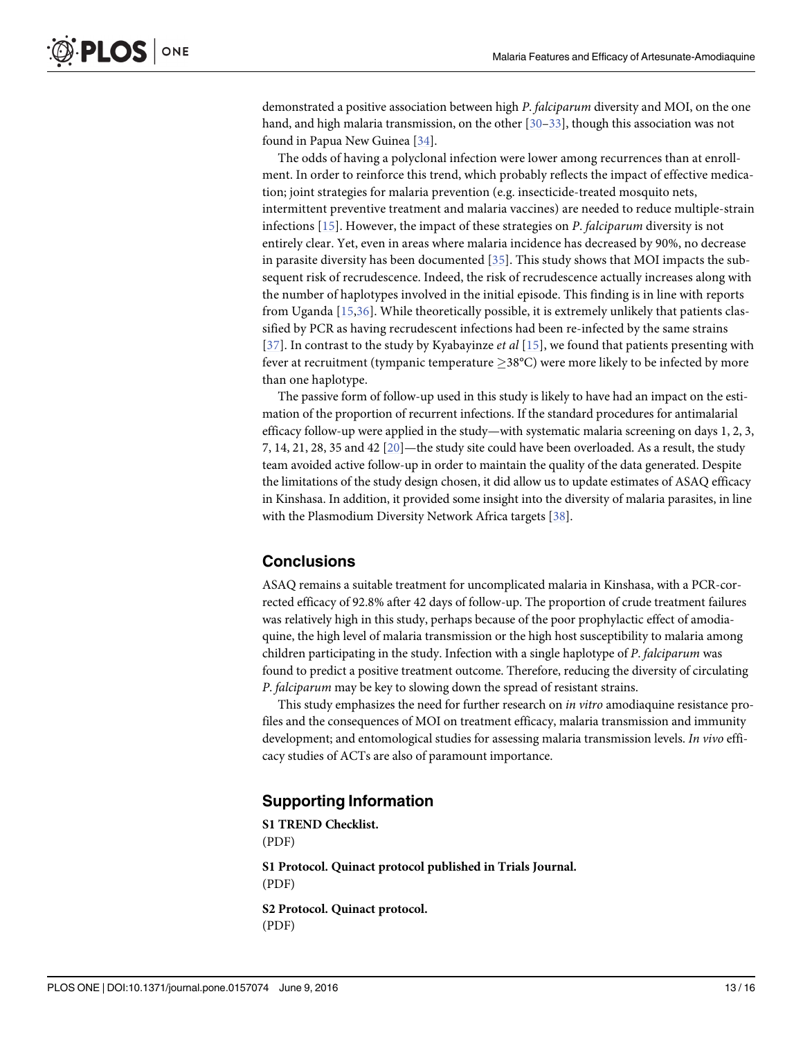demonstrated a positive association between high *P*. *falciparum* diversity and MOI, on the one hand, and high malaria transmission, on the other [30–33], though this association was not found in Papua New Guinea [34].

The odds of having a polyclonal infection were lower among recurrences than at enrollment. In order to reinforce this trend, which probably reflects the impact of effective medication; joint strategies for malaria prevention (e.g. insecticide-treated mosquito nets, intermittent preventive treatment and malaria vaccines) are needed to reduce multiple-strain infections [15]. However, the impact of these strategies on *P*. *falciparum* diversity is not entirely clear. Yet, even in areas where malaria incidence has decreased by 90%, no decrease in parasite diversity has been documented [35]. This study shows that MOI impacts the subsequent risk of recrudescence. Indeed, the risk of recrudescence actually increases along with the number of haplotypes involved in the initial episode. This finding is in line with reports from Uganda [15,36]. While theoretically possible, it is extremely unlikely that patients classified by PCR as having recrudescent infections had been re-infected by the same strains [37]. In contrast to the study by Kyabayinze *et al* [15], we found that patients presenting with fever at recruitment (tympanic temperature ≥38°C) were more likely to be infected by more than one haplotype.

The passive form of follow-up used in this study is likely to have had an impact on the estimation of the proportion of recurrent infections. If the standard procedures for antimalarial efficacy follow-up were applied in the study—with systematic malaria screening on days 1, 2, 3, 7, 14, 21, 28, 35 and 42 [20]—the study site could have been overloaded. As a result, the study team avoided active follow-up in order to maintain the quality of the data generated. Despite the limitations of the study design chosen, it did allow us to update estimates of ASAQ efficacy in Kinshasa. In addition, it provided some insight into the diversity of malaria parasites, in line with the Plasmodium Diversity Network Africa targets [38].

## Conclusions

ASAQ remains a suitable treatment for uncomplicated malaria in Kinshasa, with a PCR-corrected efficacy of 92.8% after 42 days of follow-up. The proportion of crude treatment failures was relatively high in this study, perhaps because of the poor prophylactic effect of amodiaquine, the high level of malaria transmission or the high host susceptibility to malaria among children participating in the study. Infection with a single haplotype of *P*. *falciparum* was found to predict a positive treatment outcome. Therefore, reducing the diversity of circulating *P*. *falciparum* may be key to slowing down the spread of resistant strains.

This study emphasizes the need for further research on *in vitro* amodiaquine resistance profiles and the consequences of MOI on treatment efficacy, malaria transmission and immunity development; and entomological studies for assessing malaria transmission levels. *In vivo* efficacy studies of ACTs are also of paramount importance.

## Supporting Information

**S1 TREND Checklist.**
(PDF)

**S1 Protocol. Quinact protocol published in Trials Journal.**
(PDF)

**S2 Protocol. Quinact protocol.**
(PDF)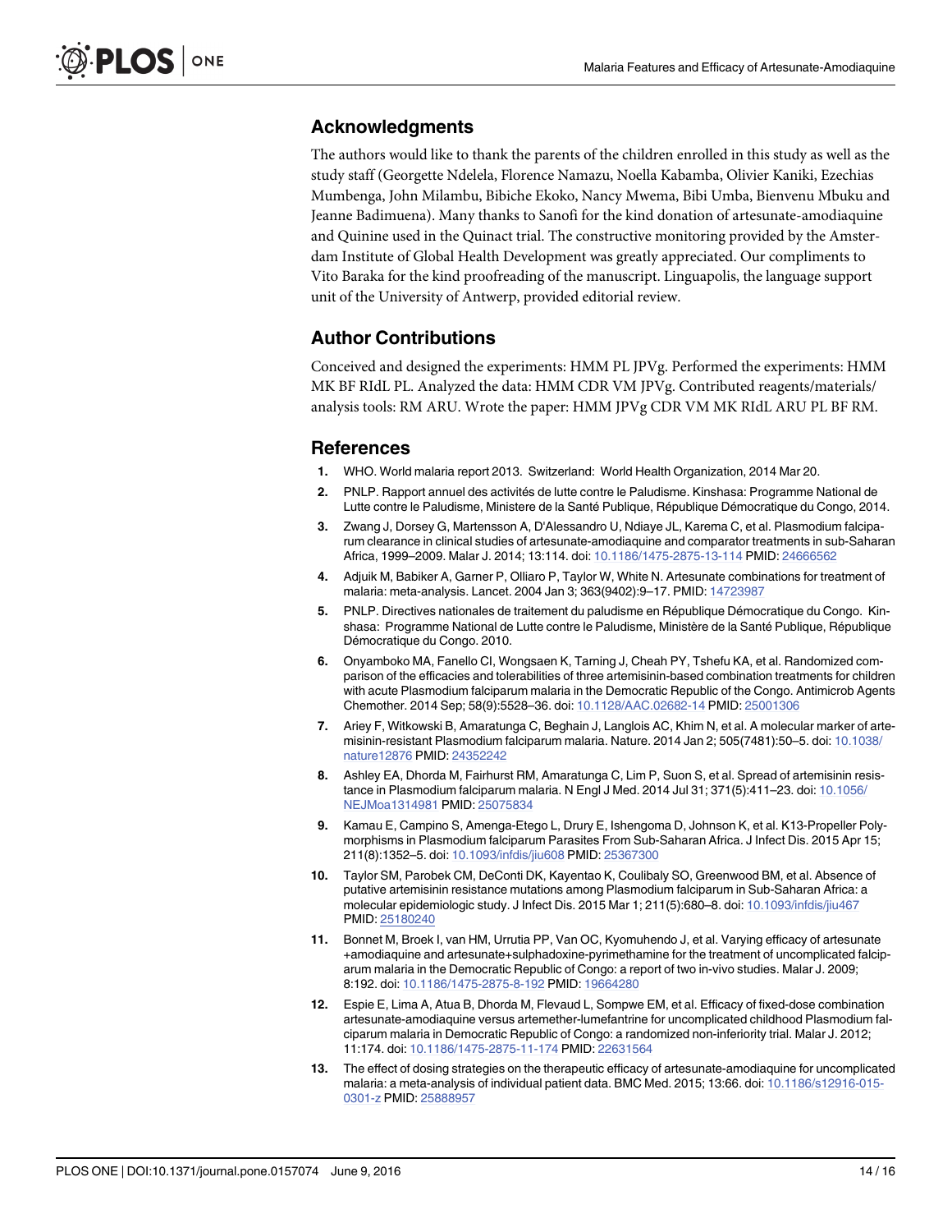## Acknowledgments

The authors would like to thank the parents of the children enrolled in this study as well as the study staff (Georgette Ndelela, Florence Namazu, Noella Kabamba, Olivier Kaniki, Ezechias Mumbenga, John Milambu, Bibiche Ekoko, Nancy Mwema, Bibi Umba, Bienvenu Mbuku and Jeanne Badimuena). Many thanks to Sanofi for the kind donation of artesunate-amodiaquine and Quinine used in the Quinact trial. The constructive monitoring provided by the Amsterdam Institute of Global Health Development was greatly appreciated. Our compliments to Vito Baraka for the kind proofreading of the manuscript. Linguapolis, the language support unit of the University of Antwerp, provided editorial review.

## Author Contributions

Conceived and designed the experiments: HMM PL JPVg. Performed the experiments: HMM MK BF RIdL PL. Analyzed the data: HMM CDR VM JPVg. Contributed reagents/materials/analysis tools: RM ARU. Wrote the paper: HMM JPVg CDR VM MK RIdL ARU PL BF RM.

## References

1. WHO. World malaria report 2013. Switzerland: World Health Organization, 2014 Mar 20.
2. PNLP. Rapport annuel des activités de lutte contre le Paludisme. Kinshasa: Programme National de Lutte contre le Paludisme, Ministere de la Santé Publique, République Démocratique du Congo, 2014.
3. Zwang J, Dorsey G, Martensson A, D'Alessandro U, Ndiaye JL, Karema C, et al. Plasmodium falciparum clearance in clinical studies of artesunate-amodiaquine and comparator treatments in sub-Saharan Africa, 1999–2009. Malar J. 2014; 13:114. doi: 10.1186/1475-2875-13-114 PMID: 24666562
4. Adjuik M, Babiker A, Garner P, Olliaro P, Taylor W, White N. Artesunate combinations for treatment of malaria: meta-analysis. Lancet. 2004 Jan 3; 363(9402):9–17. PMID: 14723987
5. PNLP. Directives nationales de traitement du paludisme en République Démocratique du Congo. Kinshasa: Programme National de Lutte contre le Paludisme, Ministère de la Santé Publique, République Démocratique du Congo. 2010.
6. Onyamboko MA, Fanello CI, Wongsaen K, Tarning J, Cheah PY, Tshefu KA, et al. Randomized comparison of the efficacies and tolerabilities of three artemisinin-based combination treatments for children with acute Plasmodium falciparum malaria in the Democratic Republic of the Congo. Antimicrob Agents Chemother. 2014 Sep; 58(9):5528–36. doi: 10.1128/AAC.02682-14 PMID: 25001306
7. Ariey F, Witkowski B, Amaratunga C, Beghain J, Langlois AC, Khim N, et al. A molecular marker of artemisinin-resistant Plasmodium falciparum malaria. Nature. 2014 Jan 2; 505(7481):50–5. doi: 10.1038/nature12876 PMID: 24352242
8. Ashley EA, Dhorda M, Fairhurst RM, Amaratunga C, Lim P, Suon S, et al. Spread of artemisinin resistance in Plasmodium falciparum malaria. N Engl J Med. 2014 Jul 31; 371(5):411–23. doi: 10.1056/NEJMoa1314981 PMID: 25075834
9. Kamau E, Campino S, Amenga-Etego L, Drury E, Ishengoma D, Johnson K, et al. K13-Propeller Polymorphisms in Plasmodium falciparum Parasites From Sub-Saharan Africa. J Infect Dis. 2015 Apr 15; 211(8):1352–5. doi: 10.1093/infdis/jiu608 PMID: 25367300
10. Taylor SM, Parobek CM, DeConti DK, Kayentao K, Coulibaly SO, Greenwood BM, et al. Absence of putative artemisinin resistance mutations among Plasmodium falciparum in Sub-Saharan Africa: a molecular epidemiologic study. J Infect Dis. 2015 Mar 1; 211(5):680–8. doi: 10.1093/infdis/jiu467 PMID: 25180240
11. Bonnet M, Broek I, van HM, Urrutia PP, Van OC, Kyomuhendo J, et al. Varying efficacy of artesunate +amodiaquine and artesunate+sulphadoxine-pyrimethamine for the treatment of uncomplicated falciparum malaria in the Democratic Republic of Congo: a report of two in-vivo studies. Malar J. 2009; 8:192. doi: 10.1186/1475-2875-8-192 PMID: 19664280
12. Espie E, Lima A, Atua B, Dhorda M, Flevaud L, Sompwe EM, et al. Efficacy of fixed-dose combination artesunate-amodiaquine versus artemether-lumefantrine for uncomplicated childhood Plasmodium falciparum malaria in Democratic Republic of Congo: a randomized non-inferiority trial. Malar J. 2012; 11:174. doi: 10.1186/1475-2875-11-174 PMID: 22631564
13. The effect of dosing strategies on the therapeutic efficacy of artesunate-amodiaquine for uncomplicated malaria: a meta-analysis of individual patient data. BMC Med. 2015; 13:66. doi: 10.1186/s12916-015-0301-z PMID: 25888957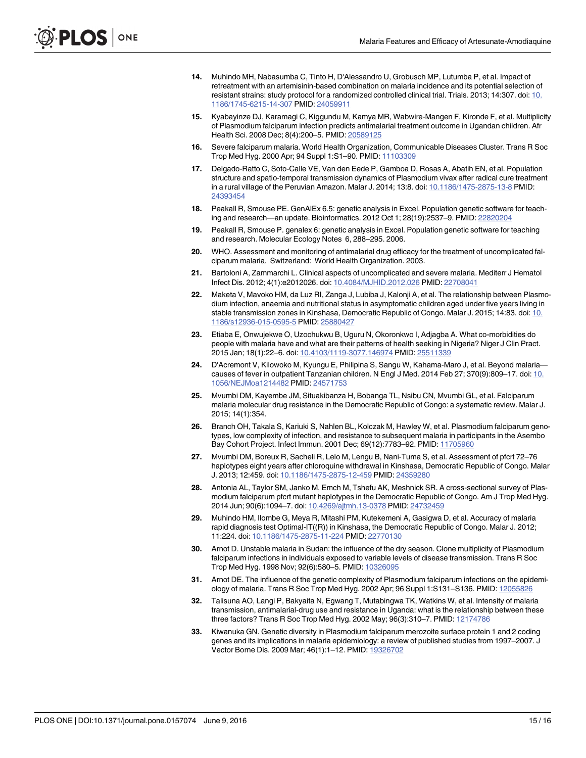14. Muhindo MH, Nabasumba C, Tinto H, D'Alessandro U, Grobusch MP, Lutumba P, et al. Impact of retreatment with an artemisinin-based combination on malaria incidence and its potential selection of resistant strains: study protocol for a randomized controlled clinical trial. Trials. 2013; 14:307. doi: 10.1186/1745-6215-14-307 PMID: 24059911

15. Kyabayinze DJ, Karamagi C, Kiggundu M, Kamya MR, Wabwire-Mangen F, Kironde F, et al. Multiplicity of Plasmodium falciparum infection predicts antimalarial treatment outcome in Ugandan children. Afr Health Sci. 2008 Dec; 8(4):200–5. PMID: 20589125

16. Severe falciparum malaria. World Health Organization, Communicable Diseases Cluster. Trans R Soc Trop Med Hyg. 2000 Apr; 94 Suppl 1:S1–90. PMID: 11103309

17. Delgado-Ratto C, Soto-Calle VE, Van den Eede P, Gamboa D, Rosas A, Abatih EN, et al. Population structure and spatio-temporal transmission dynamics of Plasmodium vivax after radical cure treatment in a rural village of the Peruvian Amazon. Malar J. 2014; 13:8. doi: 10.1186/1475-2875-13-8 PMID: 24393454

18. Peakall R, Smouse PE. GenAlEx 6.5: genetic analysis in Excel. Population genetic software for teaching and research—an update. Bioinformatics. 2012 Oct 1; 28(19):2537–9. PMID: 22820204

19. Peakall R, Smouse P. genalex 6: genetic analysis in Excel. Population genetic software for teaching and research. Molecular Ecology Notes 6, 288–295. 2006.

20. WHO. Assessment and monitoring of antimalarial drug efficacy for the treatment of uncomplicated falciparum malaria. Switzerland: World Health Organization. 2003.

21. Bartoloni A, Zammarchi L. Clinical aspects of uncomplicated and severe malaria. Mediterr J Hematol Infect Dis. 2012; 4(1):e2012026. doi: 10.4084/MJHID.2012.026 PMID: 22708041

22. Maketa V, Mavoko HM, da Luz RI, Zanga J, Lubiba J, Kalonji A, et al. The relationship between Plasmodium infection, anaemia and nutritional status in asymptomatic children aged under five years living in stable transmission zones in Kinshasa, Democratic Republic of Congo. Malar J. 2015; 14:83. doi: 10.1186/s12936-015-0595-5 PMID: 25880427

23. Etiaba E, Onwujekwe O, Uzochukwu B, Uguru N, Okoronkwo I, Adjagba A. What co-morbidities do people with malaria have and what are their patterns of health seeking in Nigeria? Niger J Clin Pract. 2015 Jan; 18(1):22–6. doi: 10.4103/1119-3077.146974 PMID: 25511339

24. D'Acremont V, Kilowoko M, Kyungu E, Philipina S, Sangu W, Kahama-Maro J, et al. Beyond malaria—causes of fever in outpatient Tanzanian children. N Engl J Med. 2014 Feb 27; 370(9):809–17. doi: 10.1056/NEJMoa1214482 PMID: 24571753

25. Mvumbi DM, Kayembe JM, Situakibanza H, Bobanga TL, Nsibu CN, Mvumbi GL, et al. Falciparum malaria molecular drug resistance in the Democratic Republic of Congo: a systematic review. Malar J. 2015; 14(1):354.

26. Branch OH, Takala S, Kariuki S, Nahlen BL, Kolczak M, Hawley W, et al. Plasmodium falciparum genotypes, low complexity of infection, and resistance to subsequent malaria in participants in the Asembo Bay Cohort Project. Infect Immun. 2001 Dec; 69(12):7783–92. PMID: 11705960

27. Mvumbi DM, Boreux R, Sacheli R, Lelo M, Lengu B, Nani-Tuma S, et al. Assessment of pfcrt 72–76 haplotypes eight years after chloroquine withdrawal in Kinshasa, Democratic Republic of Congo. Malar J. 2013; 12:459. doi: 10.1186/1475-2875-12-459 PMID: 24359280

28. Antonia AL, Taylor SM, Janko M, Emch M, Tshefu AK, Meshnick SR. A cross-sectional survey of Plasmodium falciparum pfcrt mutant haplotypes in the Democratic Republic of Congo. Am J Trop Med Hyg. 2014 Jun; 90(6):1094–7. doi: 10.4269/ajtmh.13-0378 PMID: 24732459

29. Muhindo HM, Ilombe G, Meya R, Mitashi PM, Kutekemeni A, Gasigwa D, et al. Accuracy of malaria rapid diagnosis test Optimal-IT((R)) in Kinshasa, the Democratic Republic of Congo. Malar J. 2012; 11:224. doi: 10.1186/1475-2875-11-224 PMID: 22770130

30. Arnot D. Unstable malaria in Sudan: the influence of the dry season. Clone multiplicity of Plasmodium falciparum infections in individuals exposed to variable levels of disease transmission. Trans R Soc Trop Med Hyg. 1998 Nov; 92(6):580–5. PMID: 10326095

31. Arnot DE. The influence of the genetic complexity of Plasmodium falciparum infections on the epidemiology of malaria. Trans R Soc Trop Med Hyg. 2002 Apr; 96 Suppl 1:S131–S136. PMID: 12055826

32. Talisuna AO, Langi P, Bakyaita N, Egwang T, Mutabingwa TK, Watkins W, et al. Intensity of malaria transmission, antimalarial-drug use and resistance in Uganda: what is the relationship between these three factors? Trans R Soc Trop Med Hyg. 2002 May; 96(3):310–7. PMID: 12174786

33. Kiwanuka GN. Genetic diversity in Plasmodium falciparum merozoite surface protein 1 and 2 coding genes and its implications in malaria epidemiology: a review of published studies from 1997–2007. J Vector Borne Dis. 2009 Mar; 46(1):1–12. PMID: 19326702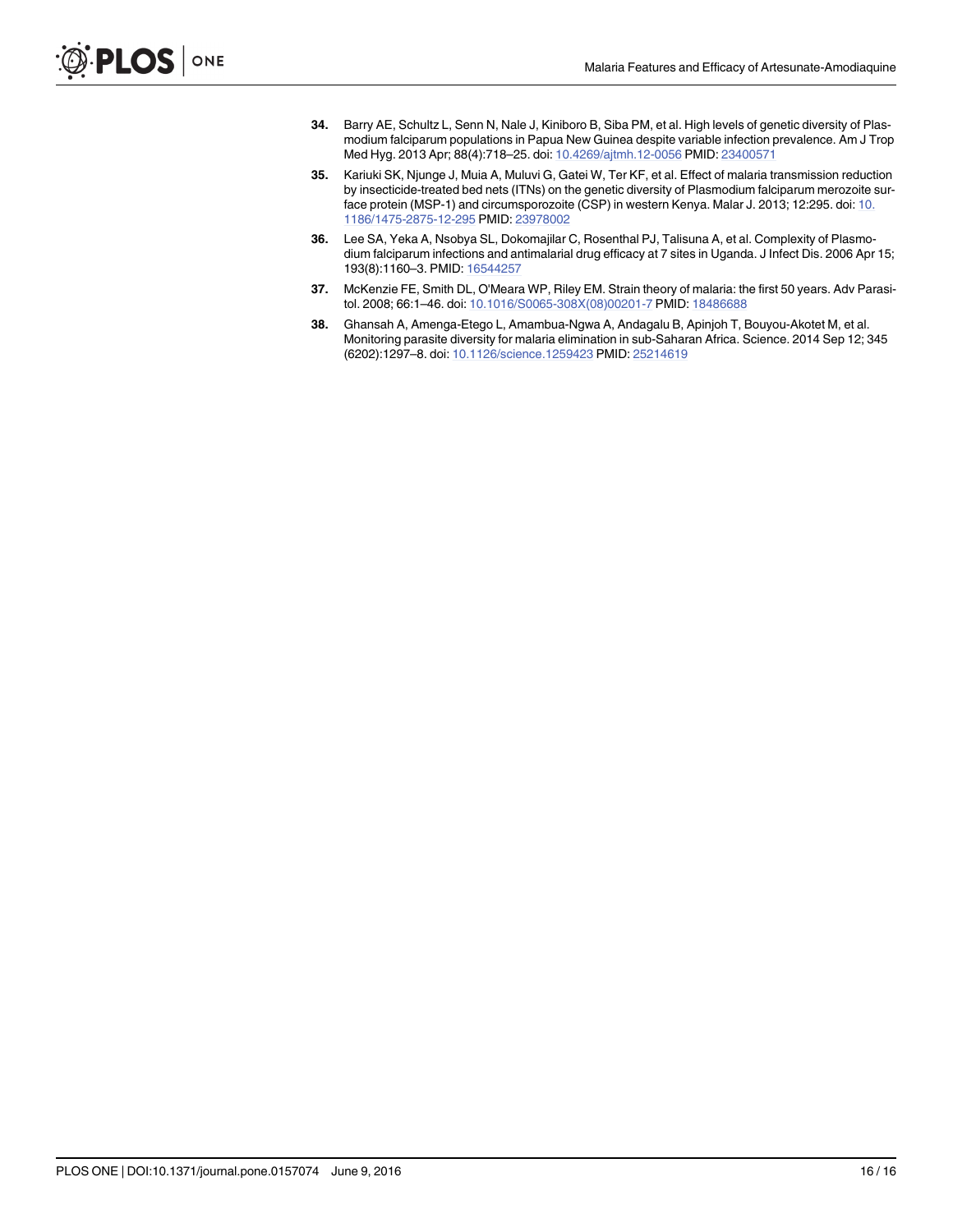34. Barry AE, Schultz L, Senn N, Nale J, Kiniboro B, Siba PM, et al. High levels of genetic diversity of Plasmodium falciparum populations in Papua New Guinea despite variable infection prevalence. Am J Trop Med Hyg. 2013 Apr; 88(4):718–25. doi: 10.4269/ajtmh.12-0056 PMID: 23400571

35. Kariuki SK, Njunge J, Muia A, Muluvi G, Gatei W, Ter KF, et al. Effect of malaria transmission reduction by insecticide-treated bed nets (ITNs) on the genetic diversity of Plasmodium falciparum merozoite surface protein (MSP-1) and circumsporozoite (CSP) in western Kenya. Malar J. 2013; 12:295. doi: 10.1186/1475-2875-12-295 PMID: 23978002

36. Lee SA, Yeka A, Nsobya SL, Dokomajilar C, Rosenthal PJ, Talisuna A, et al. Complexity of Plasmodium falciparum infections and antimalarial drug efficacy at 7 sites in Uganda. J Infect Dis. 2006 Apr 15; 193(8):1160–3. PMID: 16544257

37. McKenzie FE, Smith DL, O'Meara WP, Riley EM. Strain theory of malaria: the first 50 years. Adv Parasitol. 2008; 66:1–46. doi: 10.1016/S0065-308X(08)00201-7 PMID: 18486688

38. Ghansah A, Amenga-Etego L, Amambua-Ngwa A, Andagalu B, Apinjoh T, Bouyou-Akotet M, et al. Monitoring parasite diversity for malaria elimination in sub-Saharan Africa. Science. 2014 Sep 12; 345 (6202):1297–8. doi: 10.1126/science.1259423 PMID: 25214619